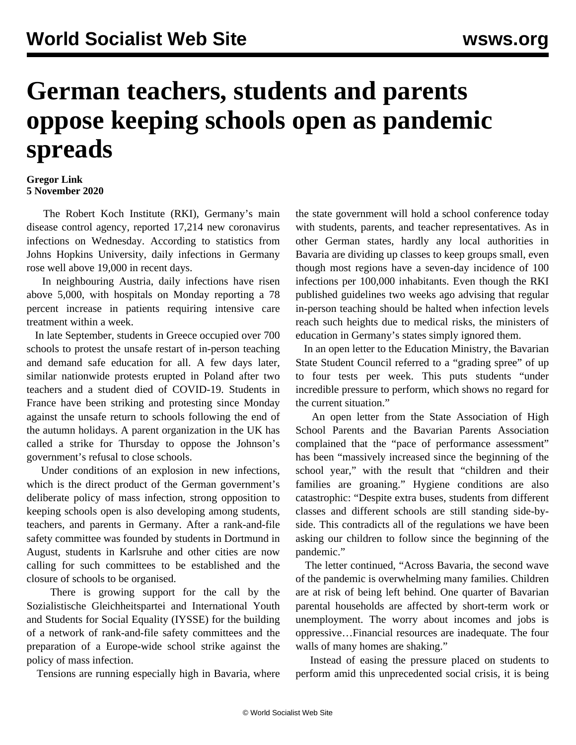# German teachers, students and parents oppose keeping schools open as pandemic spreads

**Gregor Link**
**5 November 2020**

The Robert Koch Institute (RKI), Germany's main disease control agency, reported 17,214 new coronavirus infections on Wednesday. According to statistics from Johns Hopkins University, daily infections in Germany rose well above 19,000 in recent days.

In neighbouring Austria, daily infections have risen above 5,000, with hospitals on Monday reporting a 78 percent increase in patients requiring intensive care treatment within a week.

In late September, students in Greece occupied over 700 schools to protest the unsafe restart of in-person teaching and demand safe education for all. A few days later, similar nationwide protests erupted in Poland after two teachers and a student died of COVID-19. Students in France have been striking and protesting since Monday against the unsafe return to schools following the end of the autumn holidays. A parent organization in the UK has called a strike for Thursday to oppose the Johnson's government's refusal to close schools.

Under conditions of an explosion in new infections, which is the direct product of the German government's deliberate policy of mass infection, strong opposition to keeping schools open is also developing among students, teachers, and parents in Germany. After a rank-and-file safety committee was founded by students in Dortmund in August, students in Karlsruhe and other cities are now calling for such committees to be established and the closure of schools to be organised.

There is growing support for the call by the Sozialistische Gleichheitspartei and International Youth and Students for Social Equality (IYSSE) for the building of a network of rank-and-file safety committees and the preparation of a Europe-wide school strike against the policy of mass infection.

Tensions are running especially high in Bavaria, where the state government will hold a school conference today with students, parents, and teacher representatives. As in other German states, hardly any local authorities in Bavaria are dividing up classes to keep groups small, even though most regions have a seven-day incidence of 100 infections per 100,000 inhabitants. Even though the RKI published guidelines two weeks ago advising that regular in-person teaching should be halted when infection levels reach such heights due to medical risks, the ministers of education in Germany's states simply ignored them.

In an open letter to the Education Ministry, the Bavarian State Student Council referred to a "grading spree" of up to four tests per week. This puts students "under incredible pressure to perform, which shows no regard for the current situation."

An open letter from the State Association of High School Parents and the Bavarian Parents Association complained that the "pace of performance assessment" has been "massively increased since the beginning of the school year," with the result that "children and their families are groaning." Hygiene conditions are also catastrophic: "Despite extra buses, students from different classes and different schools are still standing side-by-side. This contradicts all of the regulations we have been asking our children to follow since the beginning of the pandemic."

The letter continued, "Across Bavaria, the second wave of the pandemic is overwhelming many families. Children are at risk of being left behind. One quarter of Bavarian parental households are affected by short-term work or unemployment. The worry about incomes and jobs is oppressive…Financial resources are inadequate. The four walls of many homes are shaking."

Instead of easing the pressure placed on students to perform amid this unprecedented social crisis, it is being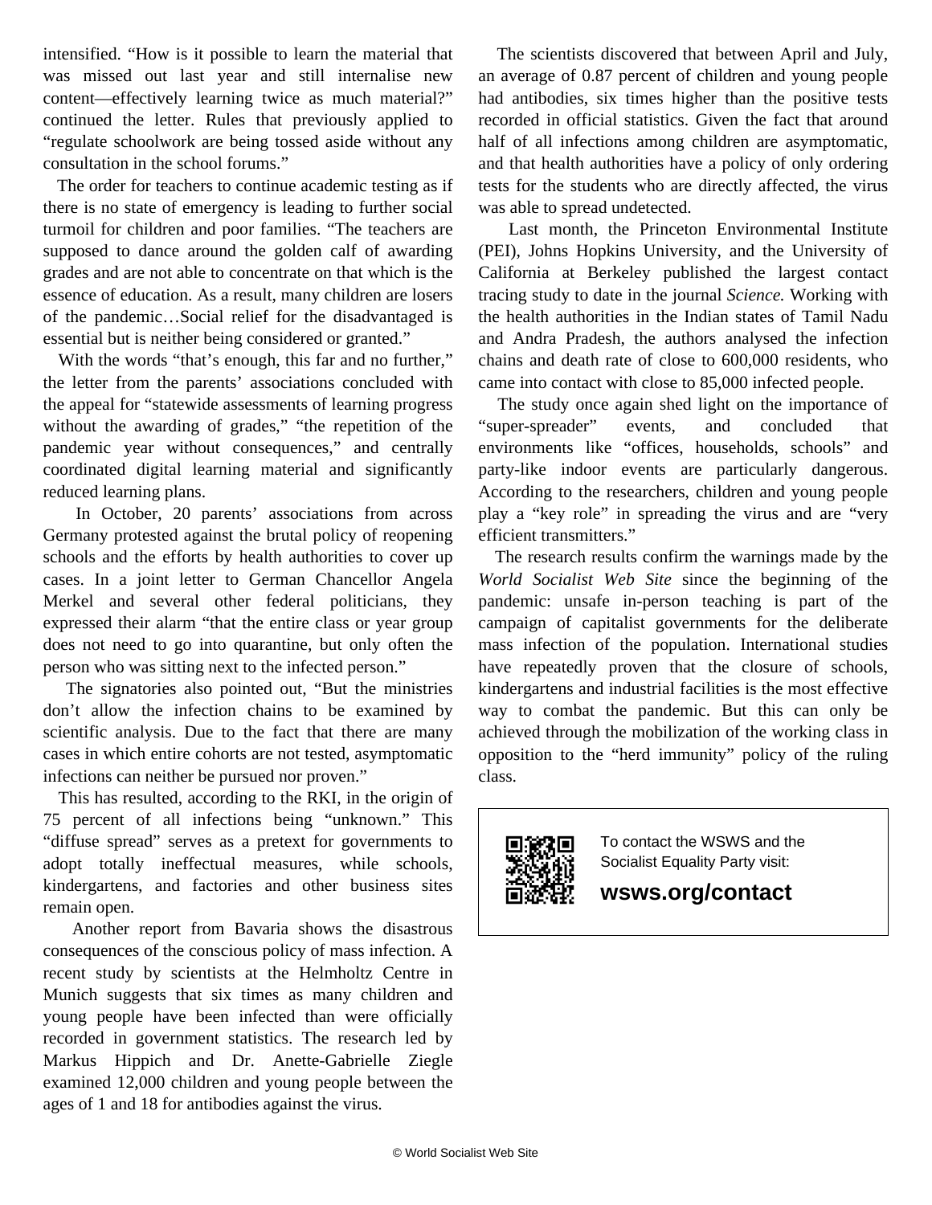intensified. "How is it possible to learn the material that was missed out last year and still internalise new content—effectively learning twice as much material?" continued the letter. Rules that previously applied to "regulate schoolwork are being tossed aside without any consultation in the school forums."

The order for teachers to continue academic testing as if there is no state of emergency is leading to further social turmoil for children and poor families. "The teachers are supposed to dance around the golden calf of awarding grades and are not able to concentrate on that which is the essence of education. As a result, many children are losers of the pandemic…Social relief for the disadvantaged is essential but is neither being considered or granted."

With the words "that's enough, this far and no further," the letter from the parents' associations concluded with the appeal for "statewide assessments of learning progress without the awarding of grades," "the repetition of the pandemic year without consequences," and centrally coordinated digital learning material and significantly reduced learning plans.

In October, 20 parents' associations from across Germany protested against the brutal policy of reopening schools and the efforts by health authorities to cover up cases. In a joint letter to German Chancellor Angela Merkel and several other federal politicians, they expressed their alarm "that the entire class or year group does not need to go into quarantine, but only often the person who was sitting next to the infected person."

The signatories also pointed out, "But the ministries don't allow the infection chains to be examined by scientific analysis. Due to the fact that there are many cases in which entire cohorts are not tested, asymptomatic infections can neither be pursued nor proven."

This has resulted, according to the RKI, in the origin of 75 percent of all infections being "unknown." This "diffuse spread" serves as a pretext for governments to adopt totally ineffectual measures, while schools, kindergartens, and factories and other business sites remain open.

Another report from Bavaria shows the disastrous consequences of the conscious policy of mass infection. A recent study by scientists at the Helmholtz Centre in Munich suggests that six times as many children and young people have been infected than were officially recorded in government statistics. The research led by Markus Hippich and Dr. Anette-Gabrielle Ziegle examined 12,000 children and young people between the ages of 1 and 18 for antibodies against the virus.

The scientists discovered that between April and July, an average of 0.87 percent of children and young people had antibodies, six times higher than the positive tests recorded in official statistics. Given the fact that around half of all infections among children are asymptomatic, and that health authorities have a policy of only ordering tests for the students who are directly affected, the virus was able to spread undetected.

Last month, the Princeton Environmental Institute (PEI), Johns Hopkins University, and the University of California at Berkeley published the largest contact tracing study to date in the journal *Science.* Working with the health authorities in the Indian states of Tamil Nadu and Andra Pradesh, the authors analysed the infection chains and death rate of close to 600,000 residents, who came into contact with close to 85,000 infected people.

The study once again shed light on the importance of "super-spreader" events, and concluded that environments like "offices, households, schools" and party-like indoor events are particularly dangerous. According to the researchers, children and young people play a "key role" in spreading the virus and are "very efficient transmitters."

The research results confirm the warnings made by the *World Socialist Web Site* since the beginning of the pandemic: unsafe in-person teaching is part of the campaign of capitalist governments for the deliberate mass infection of the population. International studies have repeatedly proven that the closure of schools, kindergartens and industrial facilities is the most effective way to combat the pandemic. But this can only be achieved through the mobilization of the working class in opposition to the "herd immunity" policy of the ruling class.

To contact the WSWS and the Socialist Equality Party visit:

**wsws.org/contact**